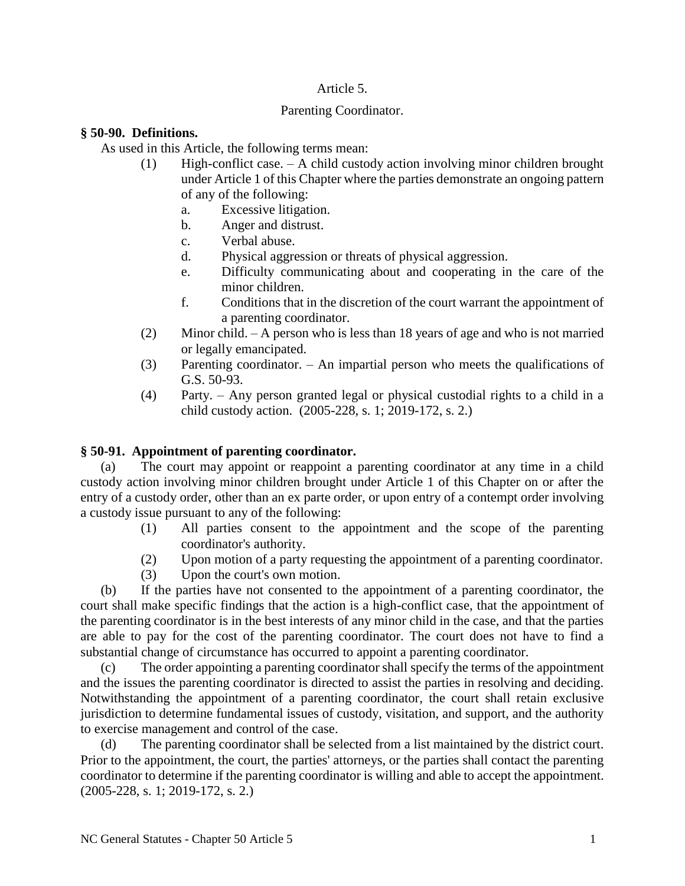# Article 5.

## Parenting Coordinator.

### § 50-90. Definitions.

As used in this Article, the following terms mean:

1. High-conflict case. – A child custody action involving minor children brought under Article 1 of this Chapter where the parties demonstrate an ongoing pattern of any of the following:
   a. Excessive litigation.
   b. Anger and distrust.
   c. Verbal abuse.
   d. Physical aggression or threats of physical aggression.
   e. Difficulty communicating about and cooperating in the care of the minor children.
   f. Conditions that in the discretion of the court warrant the appointment of a parenting coordinator.
2. Minor child. – A person who is less than 18 years of age and who is not married or legally emancipated.
3. Parenting coordinator. – An impartial person who meets the qualifications of G.S. 50-93.
4. Party. – Any person granted legal or physical custodial rights to a child in a child custody action. (2005-228, s. 1; 2019-172, s. 2.)

### § 50-91. Appointment of parenting coordinator.

(a) The court may appoint or reappoint a parenting coordinator at any time in a child custody action involving minor children brought under Article 1 of this Chapter on or after the entry of a custody order, other than an ex parte order, or upon entry of a contempt order involving a custody issue pursuant to any of the following:

1. All parties consent to the appointment and the scope of the parenting coordinator's authority.
2. Upon motion of a party requesting the appointment of a parenting coordinator.
3. Upon the court's own motion.

(b) If the parties have not consented to the appointment of a parenting coordinator, the court shall make specific findings that the action is a high-conflict case, that the appointment of the parenting coordinator is in the best interests of any minor child in the case, and that the parties are able to pay for the cost of the parenting coordinator. The court does not have to find a substantial change of circumstance has occurred to appoint a parenting coordinator.

(c) The order appointing a parenting coordinator shall specify the terms of the appointment and the issues the parenting coordinator is directed to assist the parties in resolving and deciding. Notwithstanding the appointment of a parenting coordinator, the court shall retain exclusive jurisdiction to determine fundamental issues of custody, visitation, and support, and the authority to exercise management and control of the case.

(d) The parenting coordinator shall be selected from a list maintained by the district court. Prior to the appointment, the court, the parties' attorneys, or the parties shall contact the parenting coordinator to determine if the parenting coordinator is willing and able to accept the appointment. (2005-228, s. 1; 2019-172, s. 2.)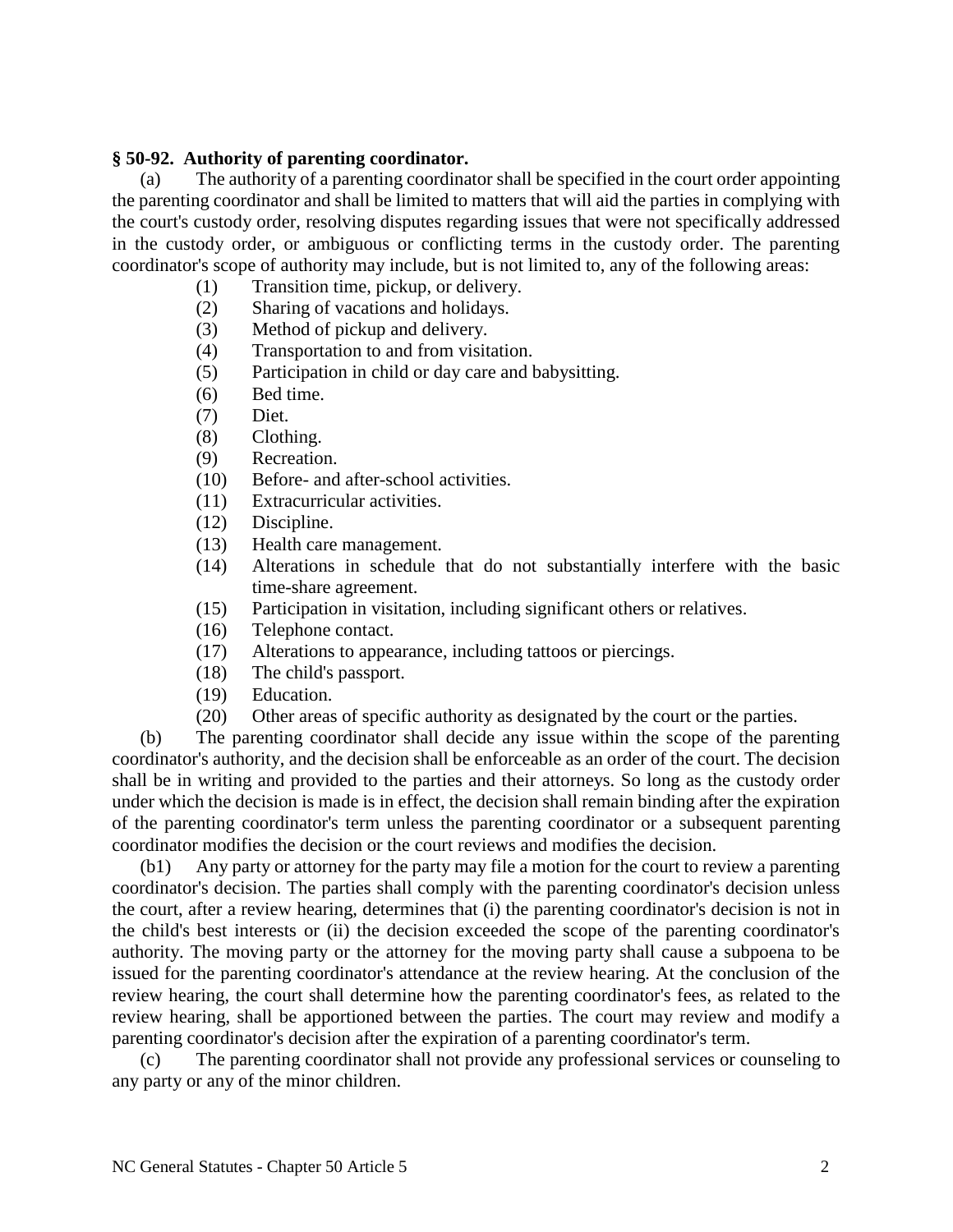**§ 50-92. Authority of parenting coordinator.**

(a) The authority of a parenting coordinator shall be specified in the court order appointing the parenting coordinator and shall be limited to matters that will aid the parties in complying with the court's custody order, resolving disputes regarding issues that were not specifically addressed in the custody order, or ambiguous or conflicting terms in the custody order. The parenting coordinator's scope of authority may include, but is not limited to, any of the following areas:

(1) Transition time, pickup, or delivery.
(2) Sharing of vacations and holidays.
(3) Method of pickup and delivery.
(4) Transportation to and from visitation.
(5) Participation in child or day care and babysitting.
(6) Bed time.
(7) Diet.
(8) Clothing.
(9) Recreation.
(10) Before- and after-school activities.
(11) Extracurricular activities.
(12) Discipline.
(13) Health care management.
(14) Alterations in schedule that do not substantially interfere with the basic time-share agreement.
(15) Participation in visitation, including significant others or relatives.
(16) Telephone contact.
(17) Alterations to appearance, including tattoos or piercings.
(18) The child's passport.
(19) Education.
(20) Other areas of specific authority as designated by the court or the parties.

(b) The parenting coordinator shall decide any issue within the scope of the parenting coordinator's authority, and the decision shall be enforceable as an order of the court. The decision shall be in writing and provided to the parties and their attorneys. So long as the custody order under which the decision is made is in effect, the decision shall remain binding after the expiration of the parenting coordinator's term unless the parenting coordinator or a subsequent parenting coordinator modifies the decision or the court reviews and modifies the decision.

(b1) Any party or attorney for the party may file a motion for the court to review a parenting coordinator's decision. The parties shall comply with the parenting coordinator's decision unless the court, after a review hearing, determines that (i) the parenting coordinator's decision is not in the child's best interests or (ii) the decision exceeded the scope of the parenting coordinator's authority. The moving party or the attorney for the moving party shall cause a subpoena to be issued for the parenting coordinator's attendance at the review hearing. At the conclusion of the review hearing, the court shall determine how the parenting coordinator's fees, as related to the review hearing, shall be apportioned between the parties. The court may review and modify a parenting coordinator's decision after the expiration of a parenting coordinator's term.

(c) The parenting coordinator shall not provide any professional services or counseling to any party or any of the minor children.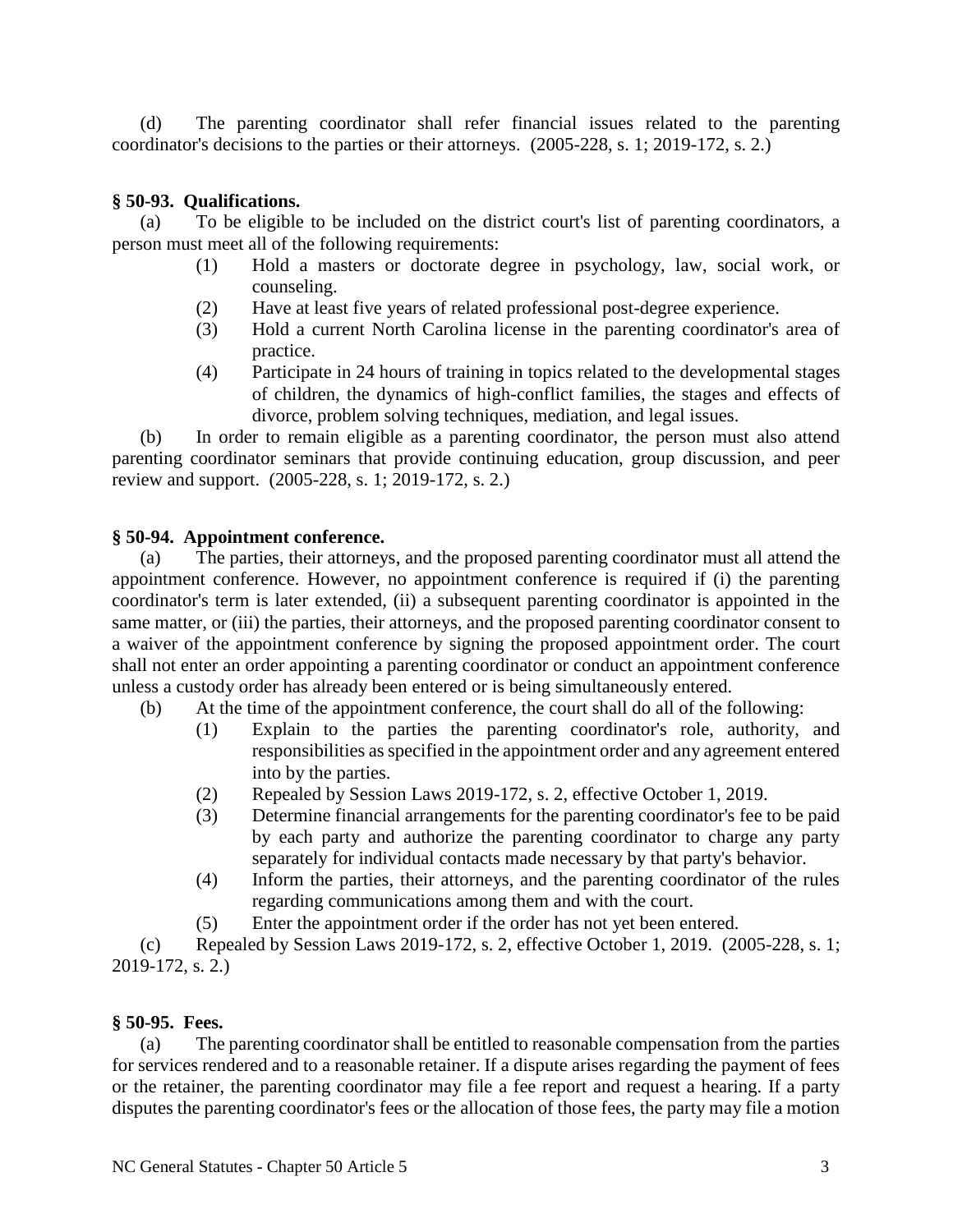(d) The parenting coordinator shall refer financial issues related to the parenting coordinator's decisions to the parties or their attorneys. (2005-228, s. 1; 2019-172, s. 2.)

### § 50-93. Qualifications.

(a) To be eligible to be included on the district court's list of parenting coordinators, a person must meet all of the following requirements:

(1) Hold a masters or doctorate degree in psychology, law, social work, or counseling.

(2) Have at least five years of related professional post-degree experience.

(3) Hold a current North Carolina license in the parenting coordinator's area of practice.

(4) Participate in 24 hours of training in topics related to the developmental stages of children, the dynamics of high-conflict families, the stages and effects of divorce, problem solving techniques, mediation, and legal issues.

(b) In order to remain eligible as a parenting coordinator, the person must also attend parenting coordinator seminars that provide continuing education, group discussion, and peer review and support. (2005-228, s. 1; 2019-172, s. 2.)

### § 50-94. Appointment conference.

(a) The parties, their attorneys, and the proposed parenting coordinator must all attend the appointment conference. However, no appointment conference is required if (i) the parenting coordinator's term is later extended, (ii) a subsequent parenting coordinator is appointed in the same matter, or (iii) the parties, their attorneys, and the proposed parenting coordinator consent to a waiver of the appointment conference by signing the proposed appointment order. The court shall not enter an order appointing a parenting coordinator or conduct an appointment conference unless a custody order has already been entered or is being simultaneously entered.

(b) At the time of the appointment conference, the court shall do all of the following:

(1) Explain to the parties the parenting coordinator's role, authority, and responsibilities as specified in the appointment order and any agreement entered into by the parties.

(2) Repealed by Session Laws 2019-172, s. 2, effective October 1, 2019.

(3) Determine financial arrangements for the parenting coordinator's fee to be paid by each party and authorize the parenting coordinator to charge any party separately for individual contacts made necessary by that party's behavior.

(4) Inform the parties, their attorneys, and the parenting coordinator of the rules regarding communications among them and with the court.

(5) Enter the appointment order if the order has not yet been entered.

(c) Repealed by Session Laws 2019-172, s. 2, effective October 1, 2019. (2005-228, s. 1; 2019-172, s. 2.)

### § 50-95. Fees.

(a) The parenting coordinator shall be entitled to reasonable compensation from the parties for services rendered and to a reasonable retainer. If a dispute arises regarding the payment of fees or the retainer, the parenting coordinator may file a fee report and request a hearing. If a party disputes the parenting coordinator's fees or the allocation of those fees, the party may file a motion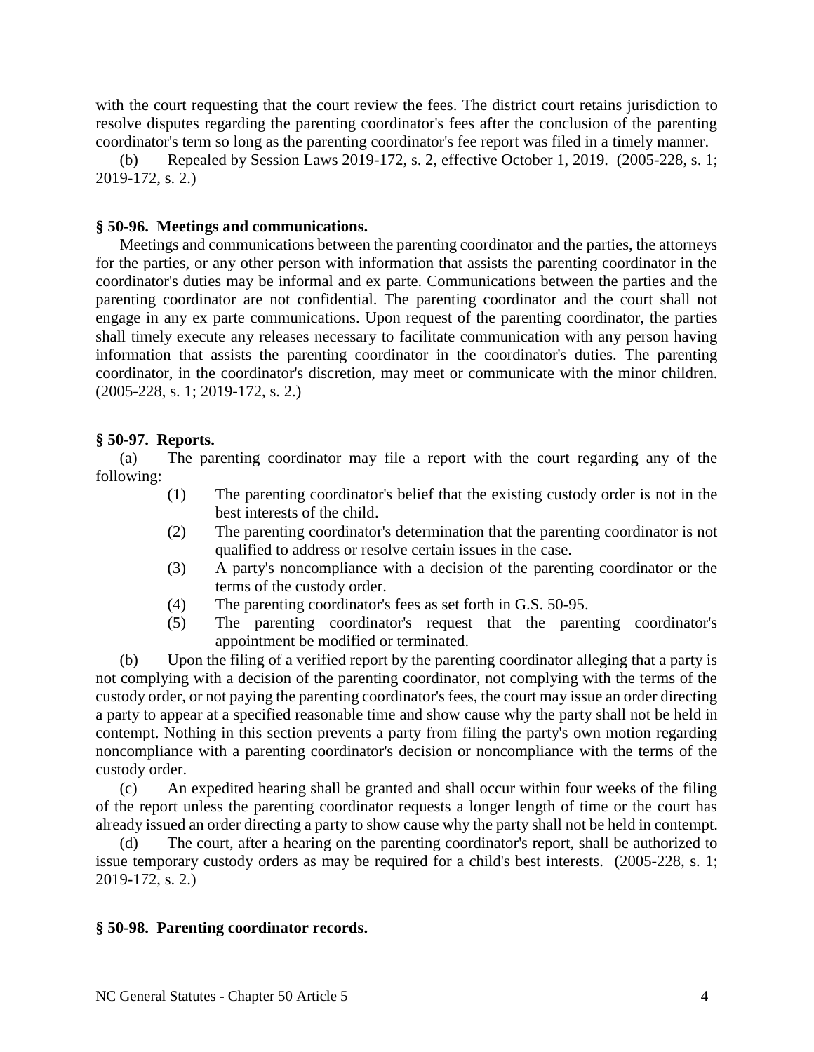with the court requesting that the court review the fees. The district court retains jurisdiction to resolve disputes regarding the parenting coordinator's fees after the conclusion of the parenting coordinator's term so long as the parenting coordinator's fee report was filed in a timely manner.

(b) Repealed by Session Laws 2019-172, s. 2, effective October 1, 2019. (2005-228, s. 1; 2019-172, s. 2.)

### § 50-96. Meetings and communications.

Meetings and communications between the parenting coordinator and the parties, the attorneys for the parties, or any other person with information that assists the parenting coordinator in the coordinator's duties may be informal and ex parte. Communications between the parties and the parenting coordinator are not confidential. The parenting coordinator and the court shall not engage in any ex parte communications. Upon request of the parenting coordinator, the parties shall timely execute any releases necessary to facilitate communication with any person having information that assists the parenting coordinator in the coordinator's duties. The parenting coordinator, in the coordinator's discretion, may meet or communicate with the minor children. (2005-228, s. 1; 2019-172, s. 2.)

### § 50-97. Reports.

(a) The parenting coordinator may file a report with the court regarding any of the following:

(1) The parenting coordinator's belief that the existing custody order is not in the best interests of the child.

(2) The parenting coordinator's determination that the parenting coordinator is not qualified to address or resolve certain issues in the case.

(3) A party's noncompliance with a decision of the parenting coordinator or the terms of the custody order.

(4) The parenting coordinator's fees as set forth in G.S. 50-95.

(5) The parenting coordinator's request that the parenting coordinator's appointment be modified or terminated.

(b) Upon the filing of a verified report by the parenting coordinator alleging that a party is not complying with a decision of the parenting coordinator, not complying with the terms of the custody order, or not paying the parenting coordinator's fees, the court may issue an order directing a party to appear at a specified reasonable time and show cause why the party shall not be held in contempt. Nothing in this section prevents a party from filing the party's own motion regarding noncompliance with a parenting coordinator's decision or noncompliance with the terms of the custody order.

(c) An expedited hearing shall be granted and shall occur within four weeks of the filing of the report unless the parenting coordinator requests a longer length of time or the court has already issued an order directing a party to show cause why the party shall not be held in contempt.

(d) The court, after a hearing on the parenting coordinator's report, shall be authorized to issue temporary custody orders as may be required for a child's best interests. (2005-228, s. 1; 2019-172, s. 2.)

### § 50-98. Parenting coordinator records.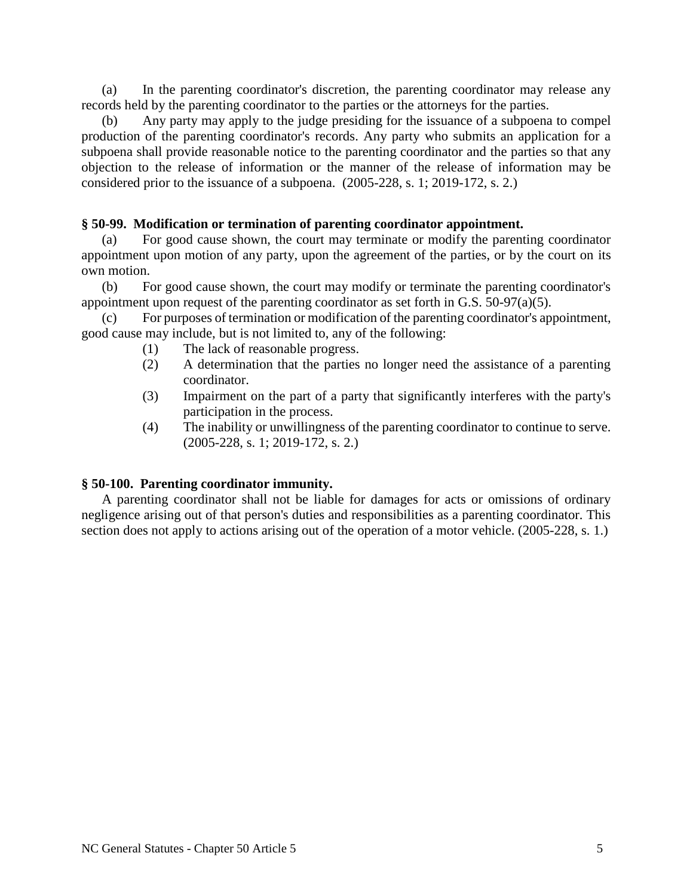(a) In the parenting coordinator's discretion, the parenting coordinator may release any records held by the parenting coordinator to the parties or the attorneys for the parties.

(b) Any party may apply to the judge presiding for the issuance of a subpoena to compel production of the parenting coordinator's records. Any party who submits an application for a subpoena shall provide reasonable notice to the parenting coordinator and the parties so that any objection to the release of information or the manner of the release of information may be considered prior to the issuance of a subpoena. (2005-228, s. 1; 2019-172, s. 2.)

**§ 50-99. Modification or termination of parenting coordinator appointment.**

(a) For good cause shown, the court may terminate or modify the parenting coordinator appointment upon motion of any party, upon the agreement of the parties, or by the court on its own motion.

(b) For good cause shown, the court may modify or terminate the parenting coordinator's appointment upon request of the parenting coordinator as set forth in G.S. 50-97(a)(5).

(c) For purposes of termination or modification of the parenting coordinator's appointment, good cause may include, but is not limited to, any of the following:

(1) The lack of reasonable progress.

(2) A determination that the parties no longer need the assistance of a parenting coordinator.

(3) Impairment on the part of a party that significantly interferes with the party's participation in the process.

(4) The inability or unwillingness of the parenting coordinator to continue to serve. (2005-228, s. 1; 2019-172, s. 2.)

**§ 50-100. Parenting coordinator immunity.**

A parenting coordinator shall not be liable for damages for acts or omissions of ordinary negligence arising out of that person's duties and responsibilities as a parenting coordinator. This section does not apply to actions arising out of the operation of a motor vehicle. (2005-228, s. 1.)